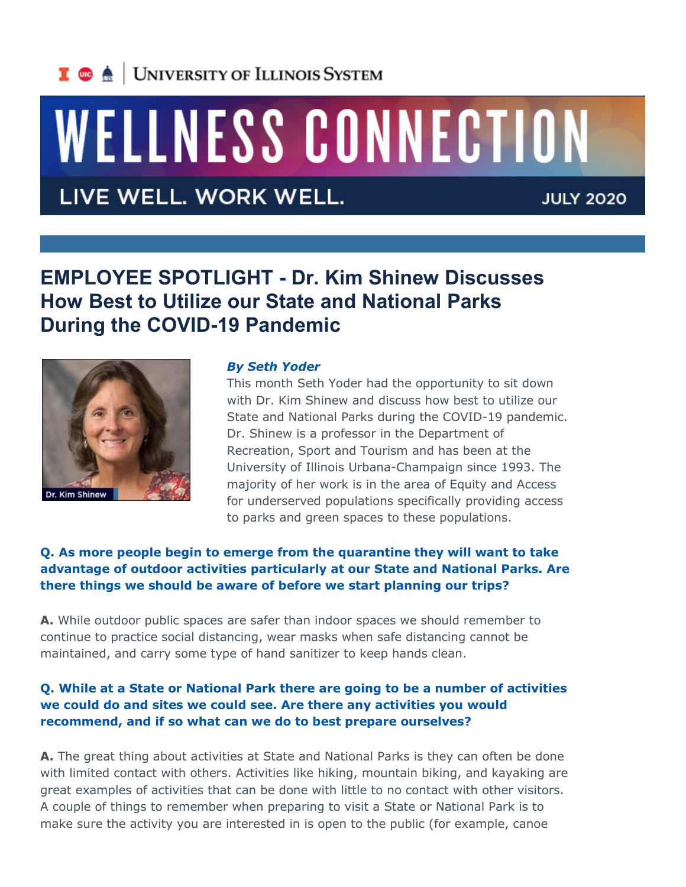University of Illinois System

# WELLNESS CONNECTION

LIVE WELL. WORK WELL. JULY 2020

## EMPLOYEE SPOTLIGHT - Dr. Kim Shinew Discusses How Best to Utilize our State and National Parks During the COVID-19 Pandemic

Dr. Kim Shinew

***By Seth Yoder***

This month Seth Yoder had the opportunity to sit down with Dr. Kim Shinew and discuss how best to utilize our State and National Parks during the COVID-19 pandemic. Dr. Shinew is a professor in the Department of Recreation, Sport and Tourism and has been at the University of Illinois Urbana-Champaign since 1993. The majority of her work is in the area of Equity and Access for underserved populations specifically providing access to parks and green spaces to these populations.

**Q. As more people begin to emerge from the quarantine they will want to take advantage of outdoor activities particularly at our State and National Parks. Are there things we should be aware of before we start planning our trips?**

**A.** While outdoor public spaces are safer than indoor spaces we should remember to continue to practice social distancing, wear masks when safe distancing cannot be maintained, and carry some type of hand sanitizer to keep hands clean.

**Q. While at a State or National Park there are going to be a number of activities we could do and sites we could see. Are there any activities you would recommend, and if so what can we do to best prepare ourselves?**

**A.** The great thing about activities at State and National Parks is they can often be done with limited contact with others. Activities like hiking, mountain biking, and kayaking are great examples of activities that can be done with little to no contact with other visitors. A couple of things to remember when preparing to visit a State or National Park is to make sure the activity you are interested in is open to the public (for example, canoe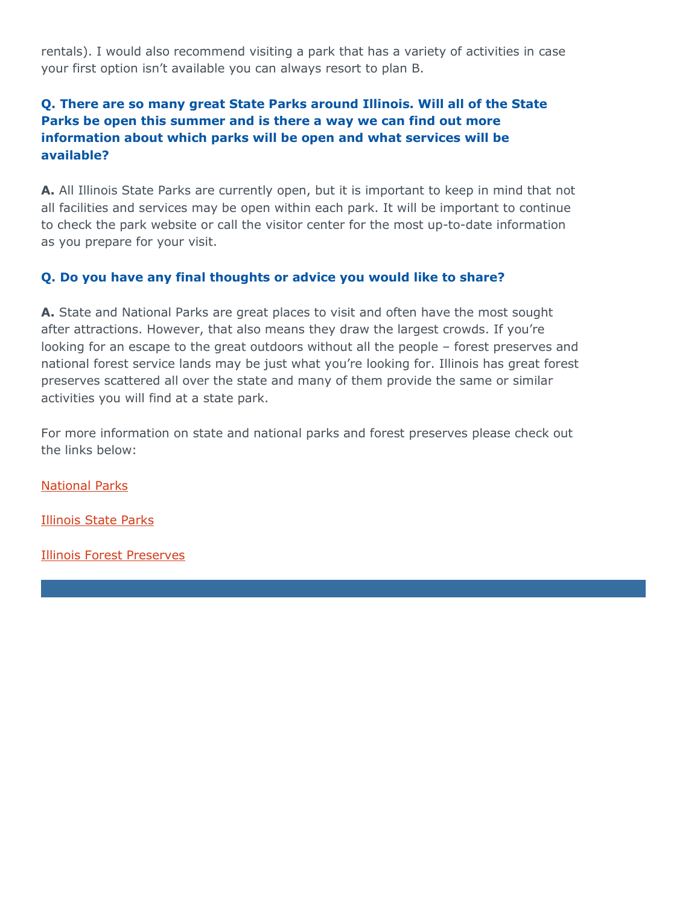rentals). I would also recommend visiting a park that has a variety of activities in case your first option isn't available you can always resort to plan B.

**Q. There are so many great State Parks around Illinois. Will all of the State Parks be open this summer and is there a way we can find out more information about which parks will be open and what services will be available?**

**A.** All Illinois State Parks are currently open, but it is important to keep in mind that not all facilities and services may be open within each park. It will be important to continue to check the park website or call the visitor center for the most up-to-date information as you prepare for your visit.

**Q. Do you have any final thoughts or advice you would like to share?**

**A.** State and National Parks are great places to visit and often have the most sought after attractions. However, that also means they draw the largest crowds. If you're looking for an escape to the great outdoors without all the people – forest preserves and national forest service lands may be just what you're looking for. Illinois has great forest preserves scattered all over the state and many of them provide the same or similar activities you will find at a state park.

For more information on state and national parks and forest preserves please check out the links below:

National Parks

Illinois State Parks

Illinois Forest Preserves